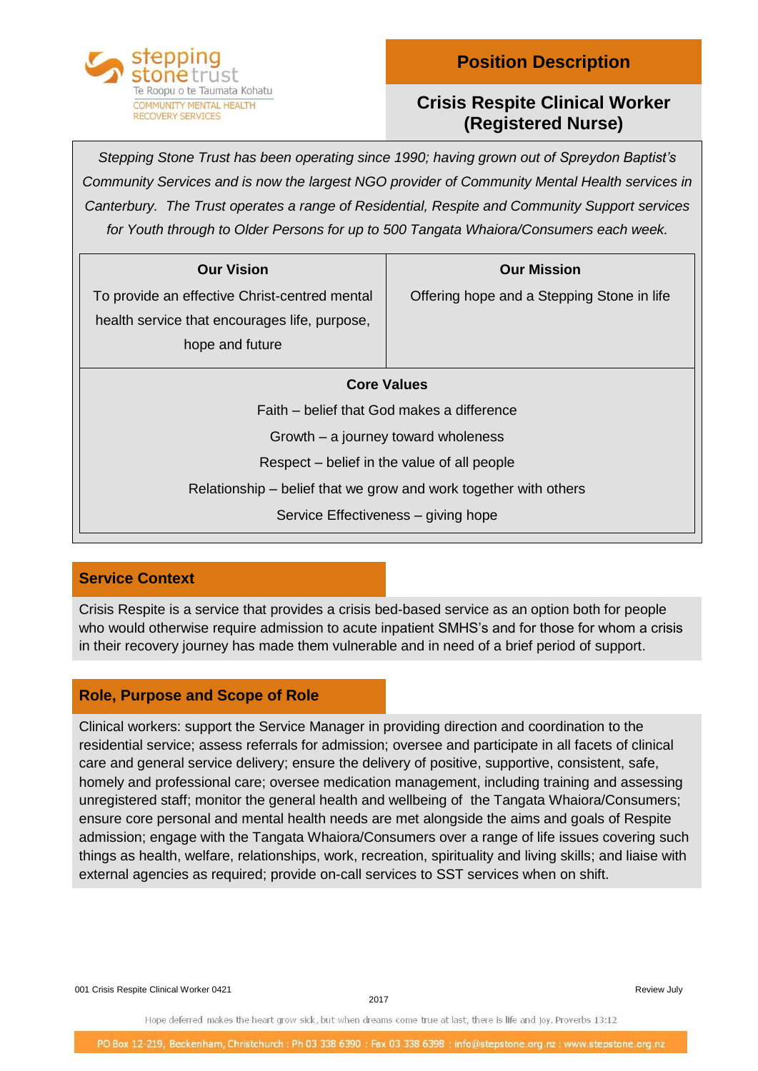stepping stone trust
Te Roopu o te Taumata Kohatu
COMMUNITY MENTAL HEALTH RECOVERY SERVICES

# Position Description

## Crisis Respite Clinical Worker (Registered Nurse)

*Stepping Stone Trust has been operating since 1990; having grown out of Spreydon Baptist's Community Services and is now the largest NGO provider of Community Mental Health services in Canterbury. The Trust operates a range of Residential, Respite and Community Support services for Youth through to Older Persons for up to 500 Tangata Whaiora/Consumers each week.*

| Our Vision | Our Mission |
|---|---|
| To provide an effective Christ-centred mental health service that encourages life, purpose, hope and future | Offering hope and a Stepping Stone in life |

**Core Values**

Faith – belief that God makes a difference

Growth – a journey toward wholeness

Respect – belief in the value of all people

Relationship – belief that we grow and work together with others

Service Effectiveness – giving hope

## Service Context

Crisis Respite is a service that provides a crisis bed-based service as an option both for people who would otherwise require admission to acute inpatient SMHS's and for those for whom a crisis in their recovery journey has made them vulnerable and in need of a brief period of support.

## Role, Purpose and Scope of Role

Clinical workers: support the Service Manager in providing direction and coordination to the residential service; assess referrals for admission; oversee and participate in all facets of clinical care and general service delivery; ensure the delivery of positive, supportive, consistent, safe, homely and professional care; oversee medication management, including training and assessing unregistered staff; monitor the general health and wellbeing of the Tangata Whaiora/Consumers; ensure core personal and mental health needs are met alongside the aims and goals of Respite admission; engage with the Tangata Whaiora/Consumers over a range of life issues covering such things as health, welfare, relationships, work, recreation, spirituality and living skills; and liaise with external agencies as required; provide on-call services to SST services when on shift.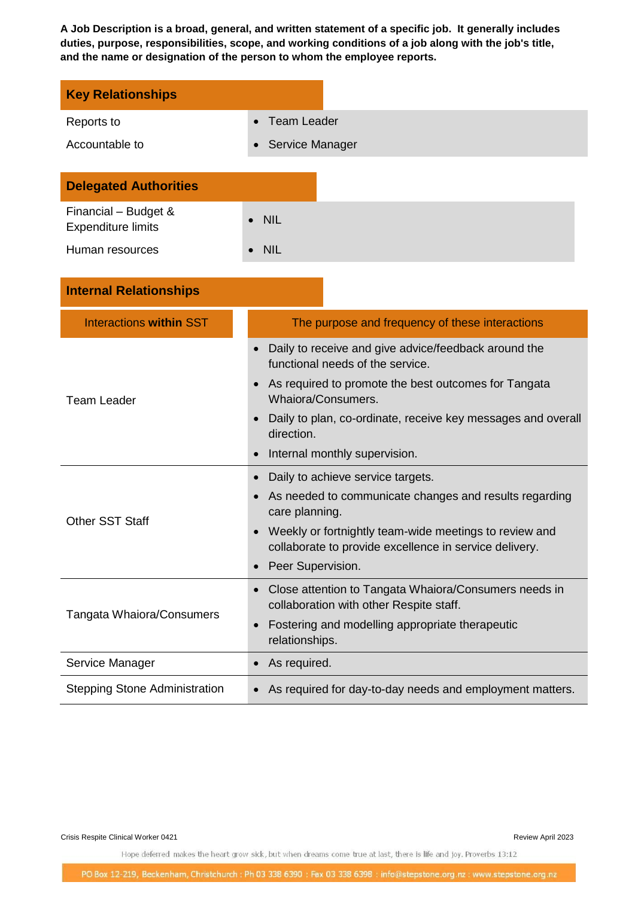**A Job Description is a broad, general, and written statement of a specific job. It generally includes duties, purpose, responsibilities, scope, and working conditions of a job along with the job's title, and the name or designation of the person to whom the employee reports.**

## Key Relationships

| | |
|---|---|
| Reports to | • Team Leader |
| Accountable to | • Service Manager |

## Delegated Authorities

| | |
|---|---|
| Financial – Budget & Expenditure limits | • NIL |
| Human resources | • NIL |

## Internal Relationships

| Interactions **within** SST | The purpose and frequency of these interactions |
|---|---|
| Team Leader | • Daily to receive and give advice/feedback around the functional needs of the service.<br>• As required to promote the best outcomes for Tangata Whaiora/Consumers.<br>• Daily to plan, co-ordinate, receive key messages and overall direction.<br>• Internal monthly supervision. |
| Other SST Staff | • Daily to achieve service targets.<br>• As needed to communicate changes and results regarding care planning.<br>• Weekly or fortnightly team-wide meetings to review and collaborate to provide excellence in service delivery.<br>• Peer Supervision. |
| Tangata Whaiora/Consumers | • Close attention to Tangata Whaiora/Consumers needs in collaboration with other Respite staff.<br>• Fostering and modelling appropriate therapeutic relationships. |
| Service Manager | • As required. |
| Stepping Stone Administration | • As required for day-to-day needs and employment matters. |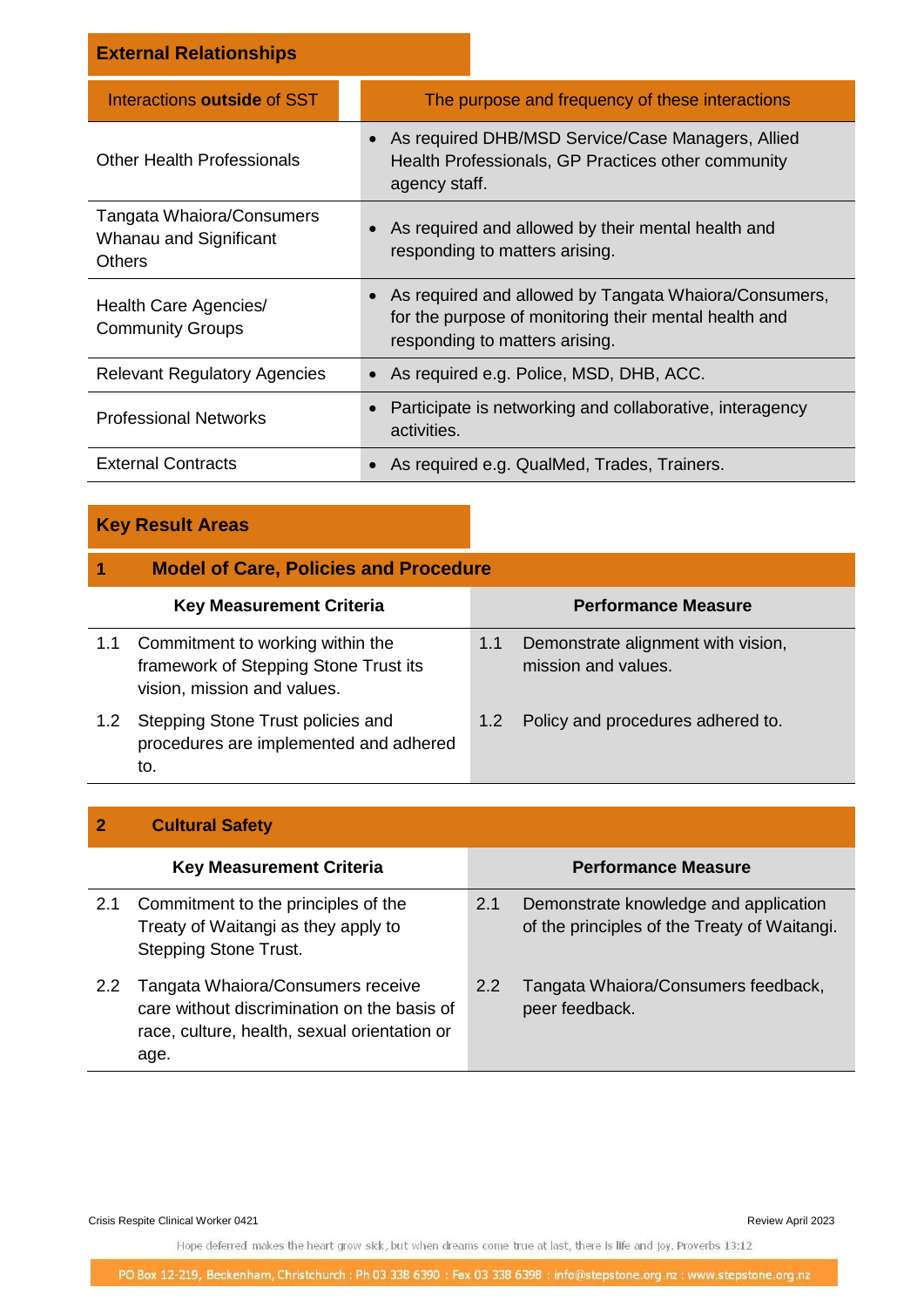## External Relationships

| Interactions **outside** of SST | The purpose and frequency of these interactions |
|---|---|
| Other Health Professionals | • As required DHB/MSD Service/Case Managers, Allied Health Professionals, GP Practices other community agency staff. |
| Tangata Whaiora/Consumers Whanau and Significant Others | • As required and allowed by their mental health and responding to matters arising. |
| Health Care Agencies/ Community Groups | • As required and allowed by Tangata Whaiora/Consumers, for the purpose of monitoring their mental health and responding to matters arising. |
| Relevant Regulatory Agencies | • As required e.g. Police, MSD, DHB, ACC. |
| Professional Networks | • Participate is networking and collaborative, interagency activities. |
| External Contracts | • As required e.g. QualMed, Trades, Trainers. |

## Key Result Areas

### 1 Model of Care, Policies and Procedure

| Key Measurement Criteria | Performance Measure |
|---|---|
| 1.1 Commitment to working within the framework of Stepping Stone Trust its vision, mission and values. | 1.1 Demonstrate alignment with vision, mission and values. |
| 1.2 Stepping Stone Trust policies and procedures are implemented and adhered to. | 1.2 Policy and procedures adhered to. |

### 2 Cultural Safety

| Key Measurement Criteria | Performance Measure |
|---|---|
| 2.1 Commitment to the principles of the Treaty of Waitangi as they apply to Stepping Stone Trust. | 2.1 Demonstrate knowledge and application of the principles of the Treaty of Waitangi. |
| 2.2 Tangata Whaiora/Consumers receive care without discrimination on the basis of race, culture, health, sexual orientation or age. | 2.2 Tangata Whaiora/Consumers feedback, peer feedback. |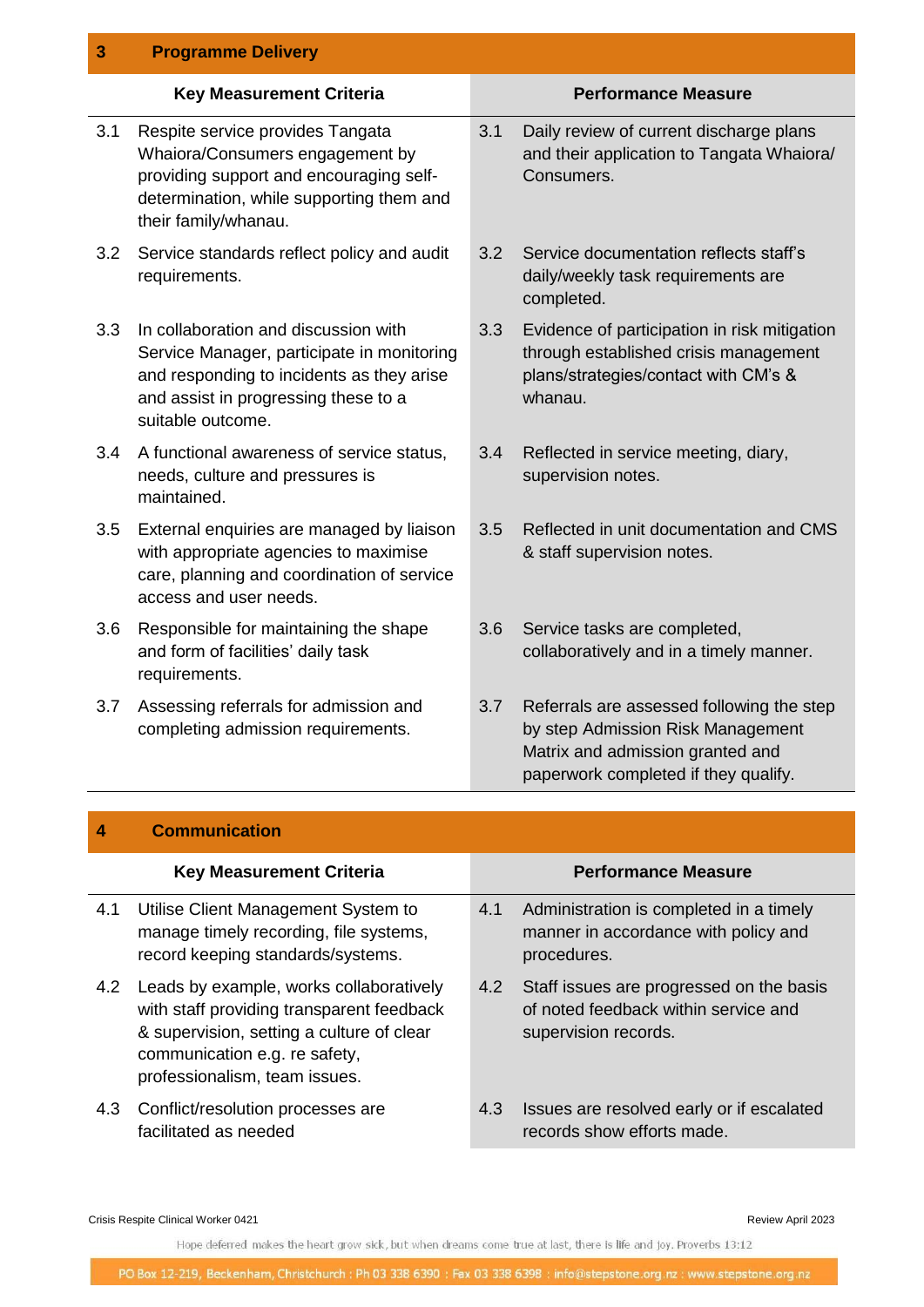## 3 Programme Delivery

| Key Measurement Criteria | | Performance Measure | |
|---|---|---|---|
| 3.1 | Respite service provides Tangata Whaiora/Consumers engagement by providing support and encouraging self-determination, while supporting them and their family/whanau. | 3.1 | Daily review of current discharge plans and their application to Tangata Whaiora/ Consumers. |
| 3.2 | Service standards reflect policy and audit requirements. | 3.2 | Service documentation reflects staff's daily/weekly task requirements are completed. |
| 3.3 | In collaboration and discussion with Service Manager, participate in monitoring and responding to incidents as they arise and assist in progressing these to a suitable outcome. | 3.3 | Evidence of participation in risk mitigation through established crisis management plans/strategies/contact with CM's & whanau. |
| 3.4 | A functional awareness of service status, needs, culture and pressures is maintained. | 3.4 | Reflected in service meeting, diary, supervision notes. |
| 3.5 | External enquiries are managed by liaison with appropriate agencies to maximise care, planning and coordination of service access and user needs. | 3.5 | Reflected in unit documentation and CMS & staff supervision notes. |
| 3.6 | Responsible for maintaining the shape and form of facilities' daily task requirements. | 3.6 | Service tasks are completed, collaboratively and in a timely manner. |
| 3.7 | Assessing referrals for admission and completing admission requirements. | 3.7 | Referrals are assessed following the step by step Admission Risk Management Matrix and admission granted and paperwork completed if they qualify. |

## 4 Communication

| Key Measurement Criteria | | Performance Measure | |
|---|---|---|---|
| 4.1 | Utilise Client Management System to manage timely recording, file systems, record keeping standards/systems. | 4.1 | Administration is completed in a timely manner in accordance with policy and procedures. |
| 4.2 | Leads by example, works collaboratively with staff providing transparent feedback & supervision, setting a culture of clear communication e.g. re safety, professionalism, team issues. | 4.2 | Staff issues are progressed on the basis of noted feedback within service and supervision records. |
| 4.3 | Conflict/resolution processes are facilitated as needed | 4.3 | Issues are resolved early or if escalated records show efforts made. |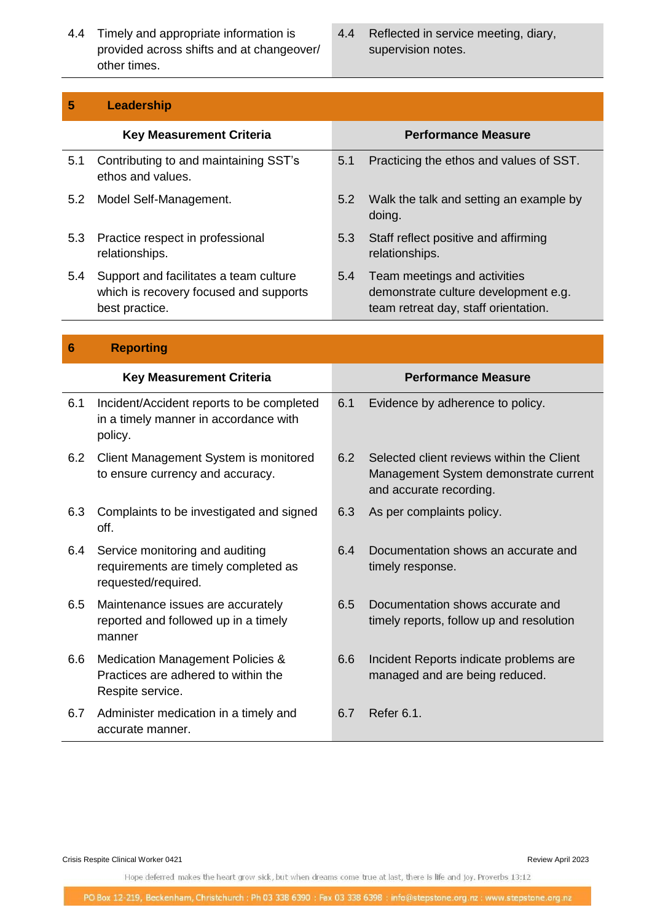| | | | |
|---|---|---|---|
| 4.4 | Timely and appropriate information is provided across shifts and at changeover/ other times. | 4.4 | Reflected in service meeting, diary, supervision notes. |

## 5 Leadership

| Key Measurement Criteria | | Performance Measure | |
|---|---|---|---|
| 5.1 | Contributing to and maintaining SST's ethos and values. | 5.1 | Practicing the ethos and values of SST. |
| 5.2 | Model Self-Management. | 5.2 | Walk the talk and setting an example by doing. |
| 5.3 | Practice respect in professional relationships. | 5.3 | Staff reflect positive and affirming relationships. |
| 5.4 | Support and facilitates a team culture which is recovery focused and supports best practice. | 5.4 | Team meetings and activities demonstrate culture development e.g. team retreat day, staff orientation. |

## 6 Reporting

| Key Measurement Criteria | | Performance Measure | |
|---|---|---|---|
| 6.1 | Incident/Accident reports to be completed in a timely manner in accordance with policy. | 6.1 | Evidence by adherence to policy. |
| 6.2 | Client Management System is monitored to ensure currency and accuracy. | 6.2 | Selected client reviews within the Client Management System demonstrate current and accurate recording. |
| 6.3 | Complaints to be investigated and signed off. | 6.3 | As per complaints policy. |
| 6.4 | Service monitoring and auditing requirements are timely completed as requested/required. | 6.4 | Documentation shows an accurate and timely response. |
| 6.5 | Maintenance issues are accurately reported and followed up in a timely manner | 6.5 | Documentation shows accurate and timely reports, follow up and resolution |
| 6.6 | Medication Management Policies & Practices are adhered to within the Respite service. | 6.6 | Incident Reports indicate problems are managed and are being reduced. |
| 6.7 | Administer medication in a timely and accurate manner. | 6.7 | Refer 6.1. |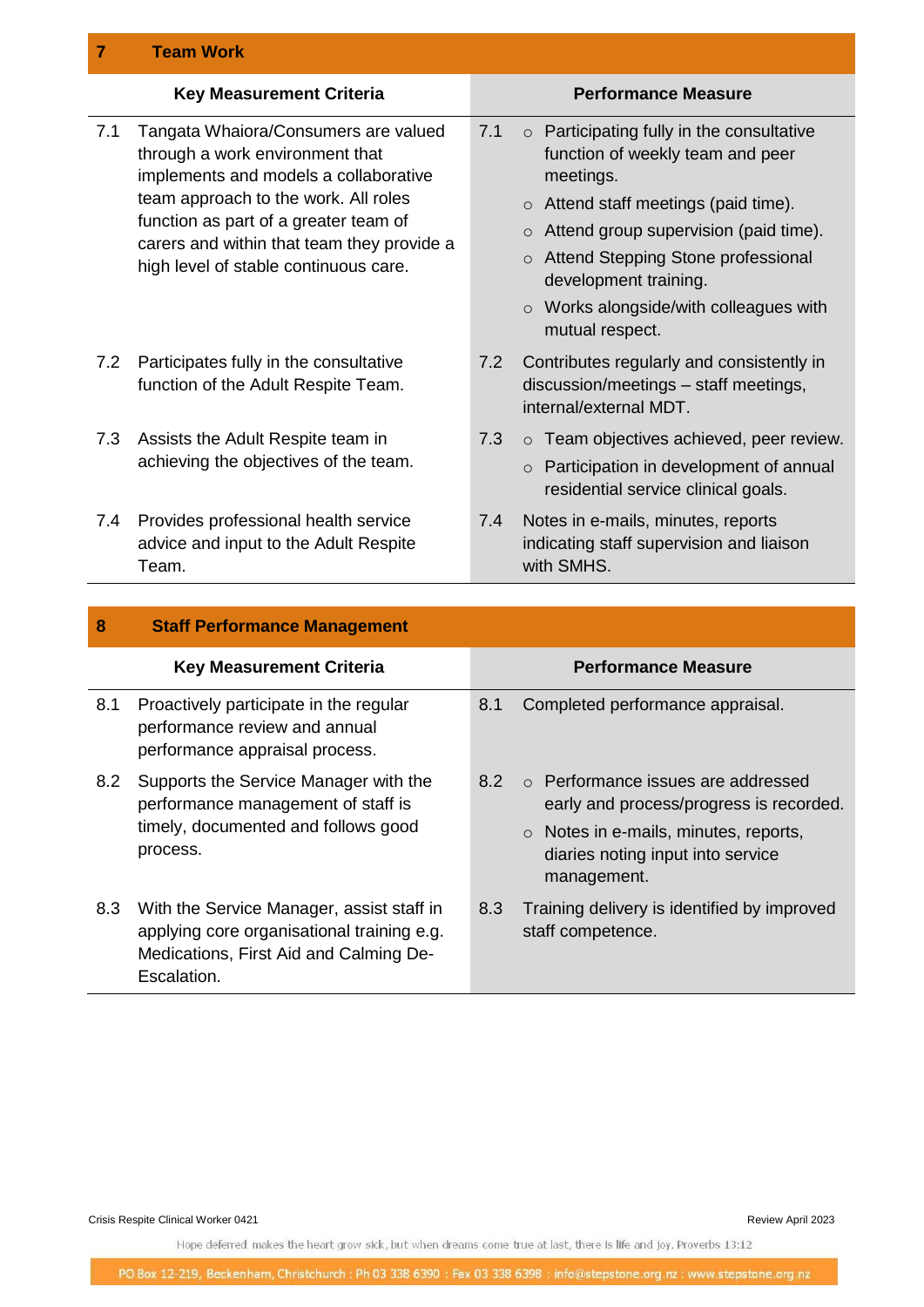## 7 Team Work

| Key Measurement Criteria | | Performance Measure | |
|---|---|---|---|
| 7.1 | Tangata Whaiora/Consumers are valued through a work environment that implements and models a collaborative team approach to the work. All roles function as part of a greater team of carers and within that team they provide a high level of stable continuous care. | 7.1 | ○ Participating fully in the consultative function of weekly team and peer meetings.<br>○ Attend staff meetings (paid time).<br>○ Attend group supervision (paid time).<br>○ Attend Stepping Stone professional development training.<br>○ Works alongside/with colleagues with mutual respect. |
| 7.2 | Participates fully in the consultative function of the Adult Respite Team. | 7.2 | Contributes regularly and consistently in discussion/meetings – staff meetings, internal/external MDT. |
| 7.3 | Assists the Adult Respite team in achieving the objectives of the team. | 7.3 | ○ Team objectives achieved, peer review.<br>○ Participation in development of annual residential service clinical goals. |
| 7.4 | Provides professional health service advice and input to the Adult Respite Team. | 7.4 | Notes in e-mails, minutes, reports indicating staff supervision and liaison with SMHS. |

## 8 Staff Performance Management

| Key Measurement Criteria | | Performance Measure | |
|---|---|---|---|
| 8.1 | Proactively participate in the regular performance review and annual performance appraisal process. | 8.1 | Completed performance appraisal. |
| 8.2 | Supports the Service Manager with the performance management of staff is timely, documented and follows good process. | 8.2 | ○ Performance issues are addressed early and process/progress is recorded.<br>○ Notes in e-mails, minutes, reports, diaries noting input into service management. |
| 8.3 | With the Service Manager, assist staff in applying core organisational training e.g. Medications, First Aid and Calming De-Escalation. | 8.3 | Training delivery is identified by improved staff competence. |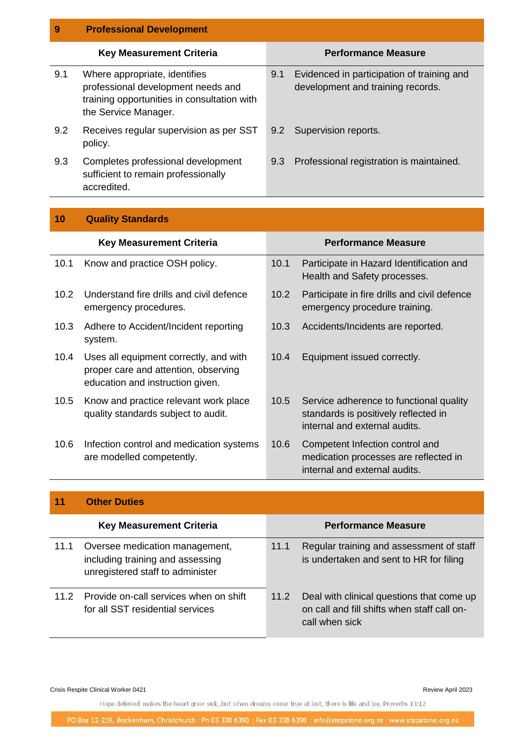## 9 Professional Development

| Key Measurement Criteria | Performance Measure |
|---|---|
| 9.1 Where appropriate, identifies professional development needs and training opportunities in consultation with the Service Manager. | 9.1 Evidenced in participation of training and development and training records. |
| 9.2 Receives regular supervision as per SST policy. | 9.2 Supervision reports. |
| 9.3 Completes professional development sufficient to remain professionally accredited. | 9.3 Professional registration is maintained. |

## 10 Quality Standards

| Key Measurement Criteria | Performance Measure |
|---|---|
| 10.1 Know and practice OSH policy. | 10.1 Participate in Hazard Identification and Health and Safety processes. |
| 10.2 Understand fire drills and civil defence emergency procedures. | 10.2 Participate in fire drills and civil defence emergency procedure training. |
| 10.3 Adhere to Accident/Incident reporting system. | 10.3 Accidents/Incidents are reported. |
| 10.4 Uses all equipment correctly, and with proper care and attention, observing education and instruction given. | 10.4 Equipment issued correctly. |
| 10.5 Know and practice relevant work place quality standards subject to audit. | 10.5 Service adherence to functional quality standards is positively reflected in internal and external audits. |
| 10.6 Infection control and medication systems are modelled competently. | 10.6 Competent Infection control and medication processes are reflected in internal and external audits. |

## 11 Other Duties

| Key Measurement Criteria | Performance Measure |
|---|---|
| 11.1 Oversee medication management, including training and assessing unregistered staff to administer | 11.1 Regular training and assessment of staff is undertaken and sent to HR for filing |
| 11.2 Provide on-call services when on shift for all SST residential services | 11.2 Deal with clinical questions that come up on call and fill shifts when staff call on-call when sick |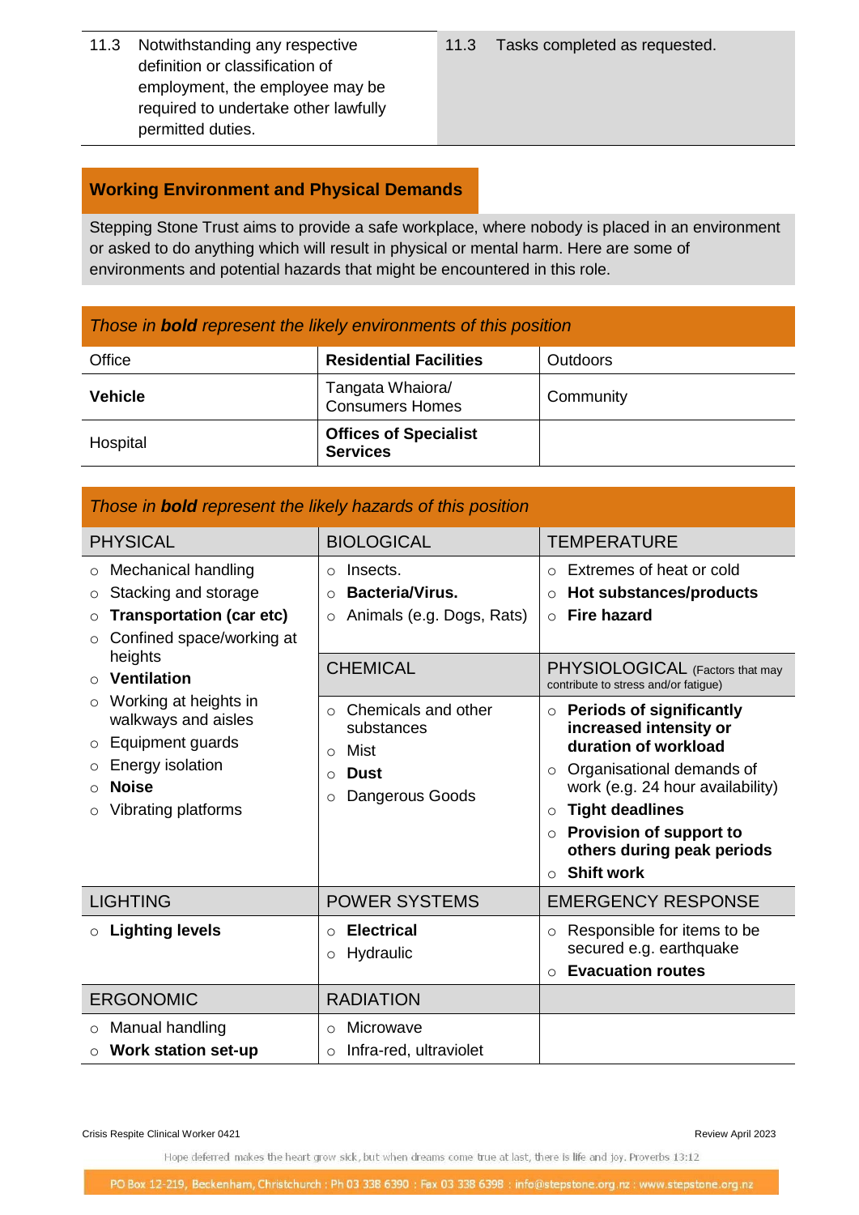| | |
|---|---|
| 11.3 Notwithstanding any respective definition or classification of employment, the employee may be required to undertake other lawfully permitted duties. | 11.3 Tasks completed as requested. |

## Working Environment and Physical Demands

Stepping Stone Trust aims to provide a safe workplace, where nobody is placed in an environment or asked to do anything which will result in physical or mental harm. Here are some of environments and potential hazards that might be encountered in this role.

| *Those in **bold** represent the likely environments of this position* | | |
|---|---|---|
| Office | **Residential Facilities** | Outdoors |
| **Vehicle** | Tangata Whaiora/ Consumers Homes | Community |
| Hospital | **Offices of Specialist Services** | |

| *Those in **bold** represent the likely hazards of this position* | | |
|---|---|---|
| PHYSICAL | BIOLOGICAL | TEMPERATURE |
| ○ Mechanical handling<br>○ Stacking and storage<br>○ **Transportation (car etc)**<br>○ Confined space/working at heights<br>○ **Ventilation**<br>○ Working at heights in walkways and aisles<br>○ Equipment guards<br>○ Energy isolation<br>○ **Noise**<br>○ Vibrating platforms | ○ Insects.<br>○ **Bacteria/Virus.**<br>○ Animals (e.g. Dogs, Rats) | ○ Extremes of heat or cold<br>○ **Hot substances/products**<br>○ **Fire hazard** |
| | CHEMICAL | PHYSIOLOGICAL (Factors that may contribute to stress and/or fatigue) |
| | ○ Chemicals and other substances<br>○ Mist<br>○ **Dust**<br>○ Dangerous Goods | ○ **Periods of significantly increased intensity or duration of workload**<br>○ Organisational demands of work (e.g. 24 hour availability)<br>○ **Tight deadlines**<br>○ **Provision of support to others during peak periods**<br>○ **Shift work** |
| LIGHTING | POWER SYSTEMS | EMERGENCY RESPONSE |
| ○ **Lighting levels** | ○ **Electrical**<br>○ Hydraulic | ○ Responsible for items to be secured e.g. earthquake<br>○ **Evacuation routes** |
| ERGONOMIC | RADIATION | |
| ○ Manual handling<br>○ **Work station set-up** | ○ Microwave<br>○ Infra-red, ultraviolet | |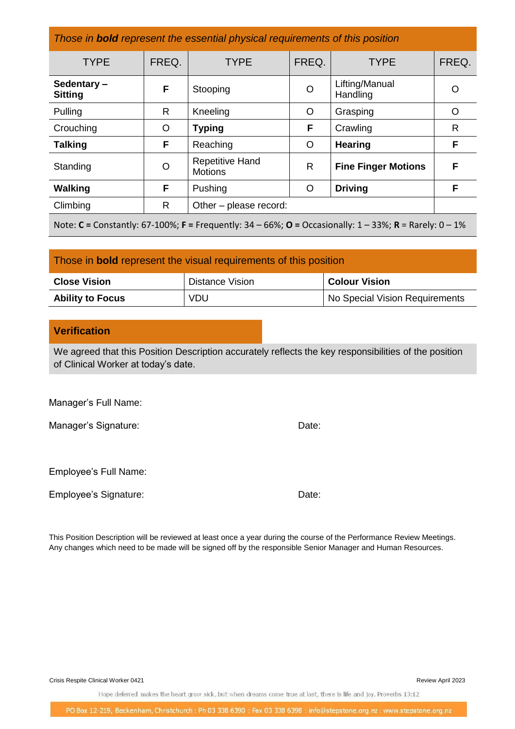*Those in **bold** represent the essential physical requirements of this position*

| TYPE | FREQ. | TYPE | FREQ. | TYPE | FREQ. |
|---|---|---|---|---|---|
| **Sedentary – Sitting** | **F** | Stooping | O | Lifting/Manual Handling | O |
| Pulling | R | Kneeling | O | Grasping | O |
| Crouching | O | **Typing** | **F** | Crawling | R |
| **Talking** | **F** | Reaching | O | **Hearing** | **F** |
| Standing | O | Repetitive Hand Motions | R | **Fine Finger Motions** | **F** |
| **Walking** | **F** | Pushing | O | **Driving** | **F** |
| Climbing | R | Other – please record: | | | |

Note: **C =** Constantly: 67-100%; **F =** Frequently: 34 – 66%; **O =** Occasionally: 1 – 33%; **R** = Rarely: 0 – 1%

Those in **bold** represent the visual requirements of this position

| | | |
|---|---|---|
| **Close Vision** | Distance Vision | **Colour Vision** |
| **Ability to Focus** | VDU | No Special Vision Requirements |

## Verification

We agreed that this Position Description accurately reflects the key responsibilities of the position of Clinical Worker at today's date.

Manager's Full Name:

Manager's Signature: Date:

Employee's Full Name:

Employee's Signature: Date:

This Position Description will be reviewed at least once a year during the course of the Performance Review Meetings. Any changes which need to be made will be signed off by the responsible Senior Manager and Human Resources.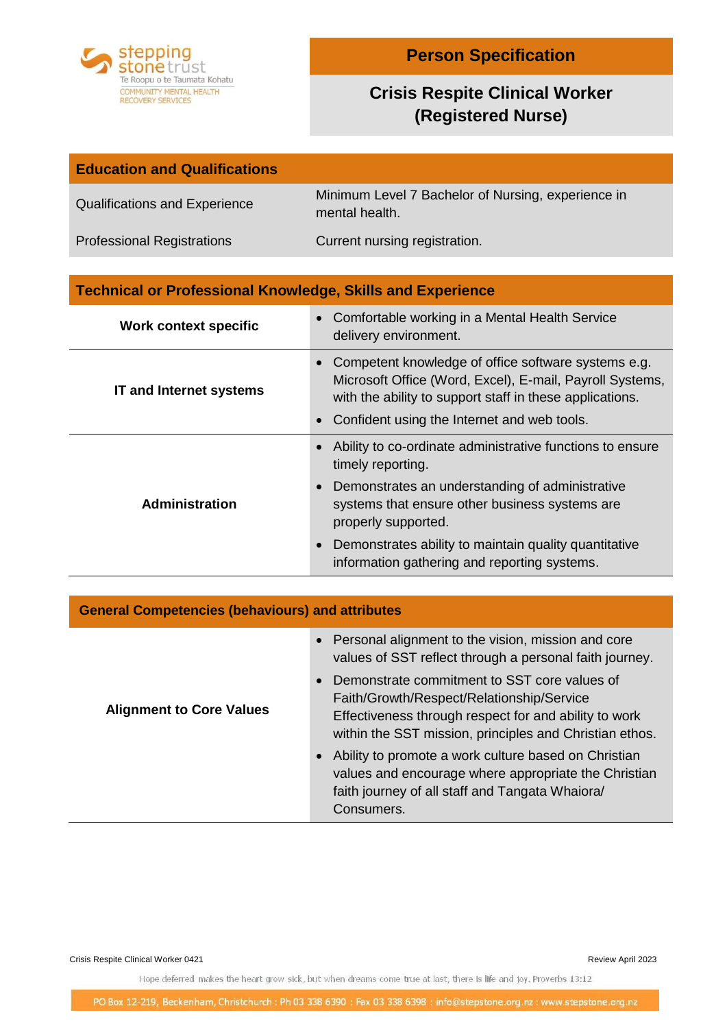# Person Specification

## Crisis Respite Clinical Worker (Registered Nurse)

| Education and Qualifications | |
|---|---|
| Qualifications and Experience | Minimum Level 7 Bachelor of Nursing, experience in mental health. |
| Professional Registrations | Current nursing registration. |

| Technical or Professional Knowledge, Skills and Experience | |
|---|---|
| **Work context specific** | • Comfortable working in a Mental Health Service delivery environment. |
| **IT and Internet systems** | • Competent knowledge of office software systems e.g. Microsoft Office (Word, Excel), E-mail, Payroll Systems, with the ability to support staff in these applications.<br>• Confident using the Internet and web tools. |
| **Administration** | • Ability to co-ordinate administrative functions to ensure timely reporting.<br>• Demonstrates an understanding of administrative systems that ensure other business systems are properly supported.<br>• Demonstrates ability to maintain quality quantitative information gathering and reporting systems. |

| General Competencies (behaviours) and attributes | |
|---|---|
| **Alignment to Core Values** | • Personal alignment to the vision, mission and core values of SST reflect through a personal faith journey.<br>• Demonstrate commitment to SST core values of Faith/Growth/Respect/Relationship/Service Effectiveness through respect for and ability to work within the SST mission, principles and Christian ethos.<br>• Ability to promote a work culture based on Christian values and encourage where appropriate the Christian faith journey of all staff and Tangata Whaiora/ Consumers. |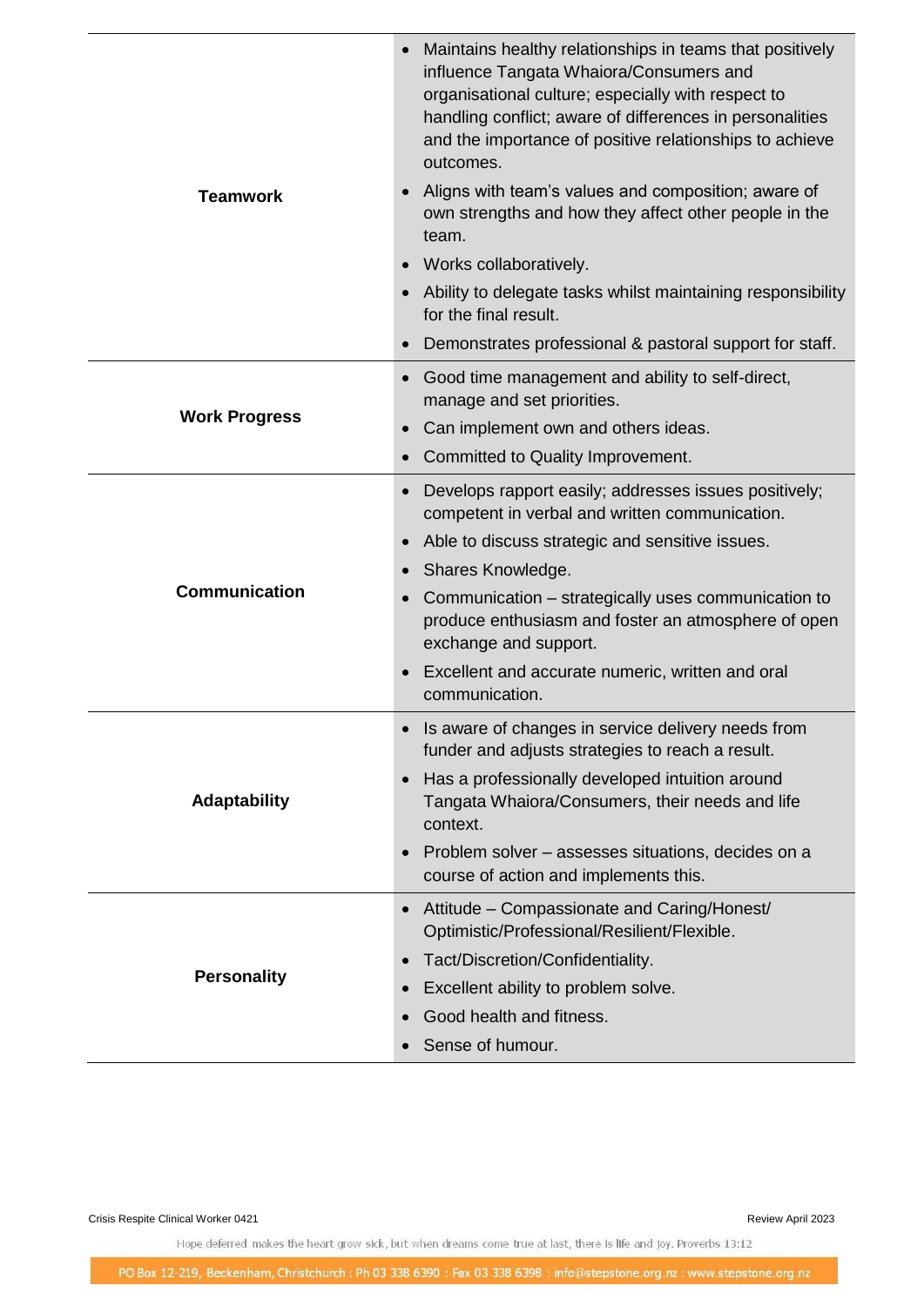| | |
|---|---|
| **Teamwork** | • Maintains healthy relationships in teams that positively influence Tangata Whaiora/Consumers and organisational culture; especially with respect to handling conflict; aware of differences in personalities and the importance of positive relationships to achieve outcomes.<br>• Aligns with team's values and composition; aware of own strengths and how they affect other people in the team.<br>• Works collaboratively.<br>• Ability to delegate tasks whilst maintaining responsibility for the final result.<br>• Demonstrates professional & pastoral support for staff. |
| **Work Progress** | • Good time management and ability to self-direct, manage and set priorities.<br>• Can implement own and others ideas.<br>• Committed to Quality Improvement. |
| **Communication** | • Develops rapport easily; addresses issues positively; competent in verbal and written communication.<br>• Able to discuss strategic and sensitive issues.<br>• Shares Knowledge.<br>• Communication – strategically uses communication to produce enthusiasm and foster an atmosphere of open exchange and support.<br>• Excellent and accurate numeric, written and oral communication. |
| **Adaptability** | • Is aware of changes in service delivery needs from funder and adjusts strategies to reach a result.<br>• Has a professionally developed intuition around Tangata Whaiora/Consumers, their needs and life context.<br>• Problem solver – assesses situations, decides on a course of action and implements this. |
| **Personality** | • Attitude – Compassionate and Caring/Honest/ Optimistic/Professional/Resilient/Flexible.<br>• Tact/Discretion/Confidentiality.<br>• Excellent ability to problem solve.<br>• Good health and fitness.<br>• Sense of humour. |